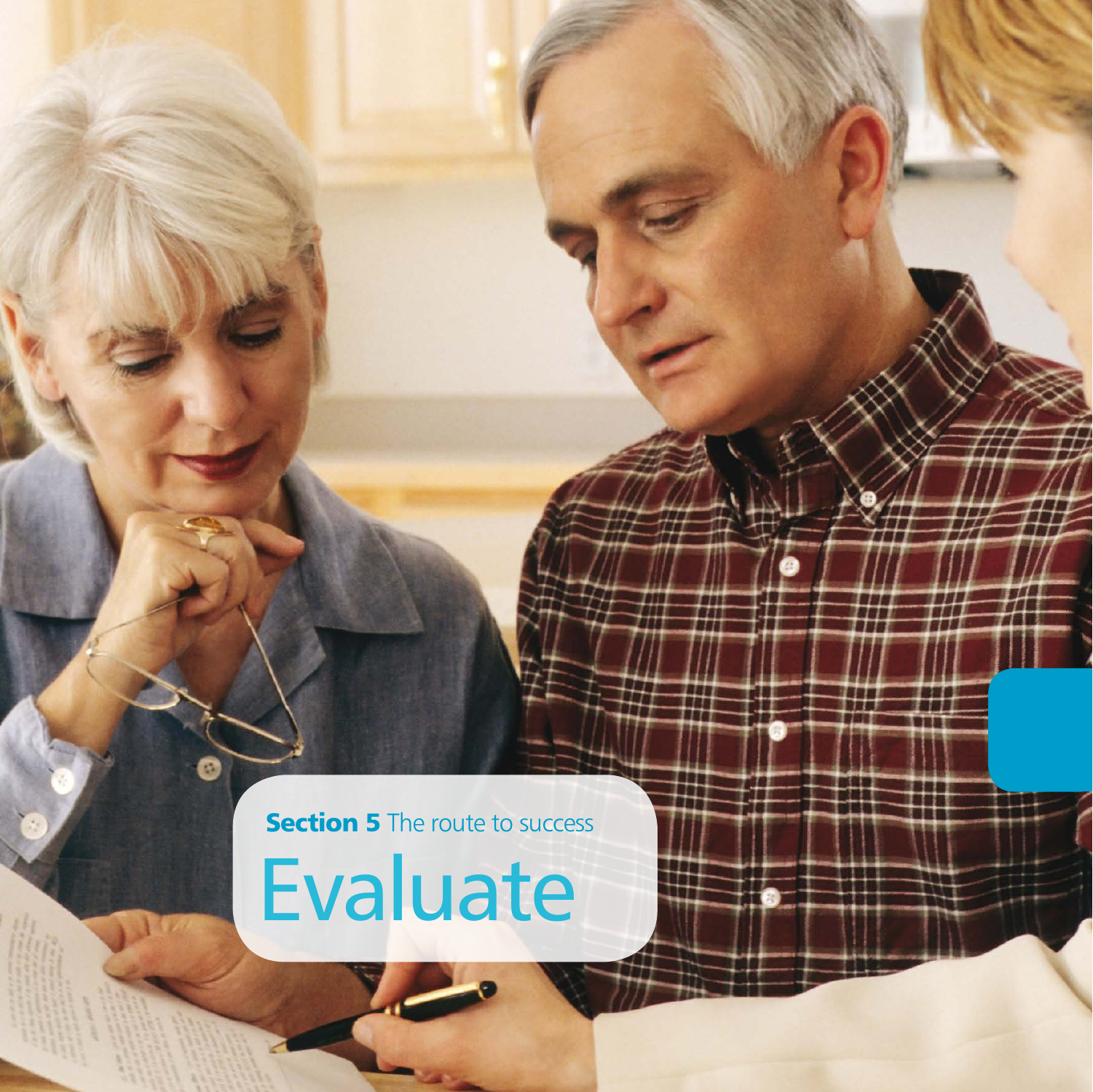**Section 5** The route to success

# Evaluate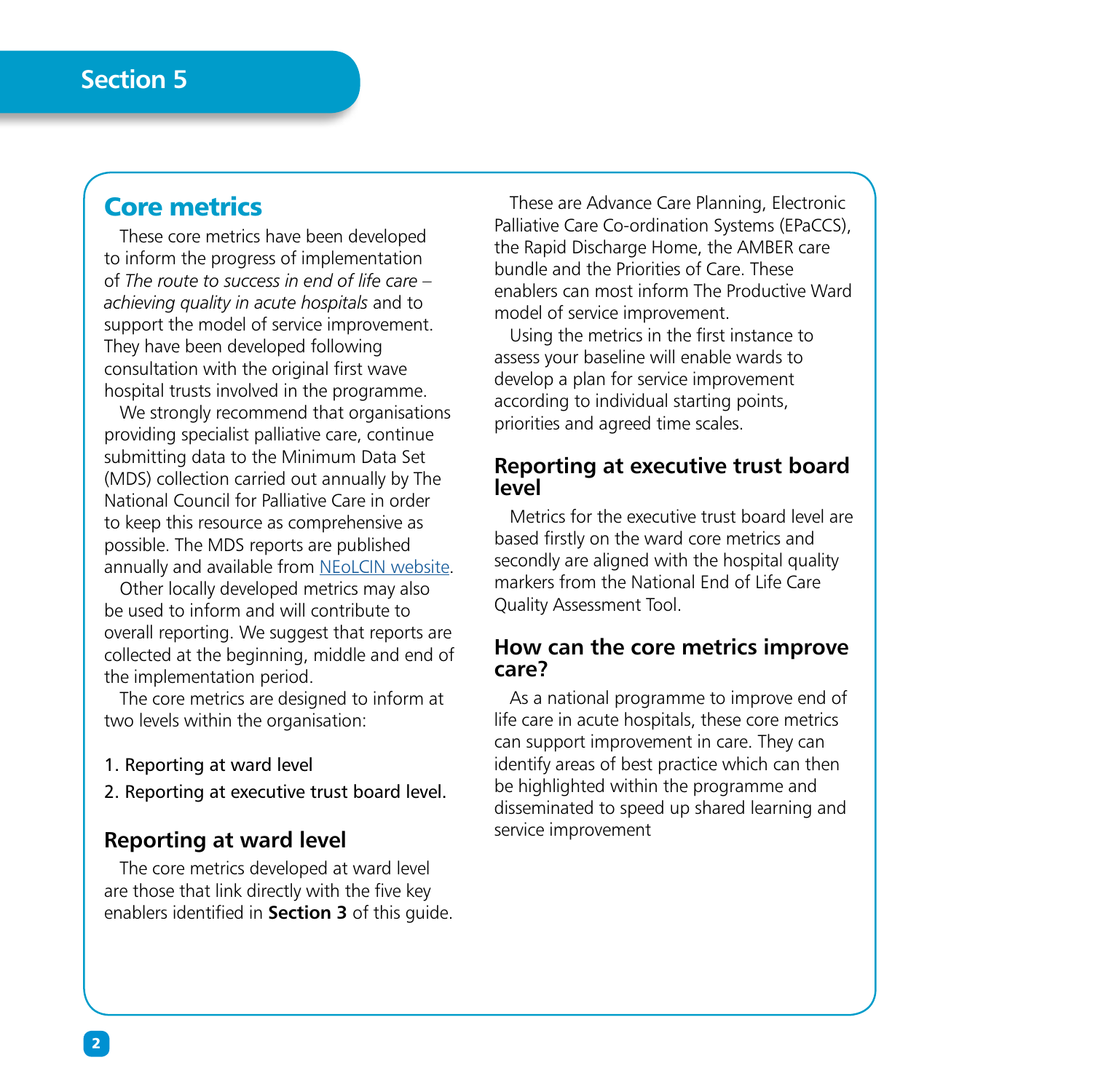# Section 5

## Core metrics

These core metrics have been developed to inform the progress of implementation of *The route to success in end of life care – achieving quality in acute hospitals* and to support the model of service improvement. They have been developed following consultation with the original first wave hospital trusts involved in the programme.

We strongly recommend that organisations providing specialist palliative care, continue submitting data to the Minimum Data Set (MDS) collection carried out annually by The National Council for Palliative Care in order to keep this resource as comprehensive as possible. The MDS reports are published annually and available from NEoLCIN website.

Other locally developed metrics may also be used to inform and will contribute to overall reporting. We suggest that reports are collected at the beginning, middle and end of the implementation period.

The core metrics are designed to inform at two levels within the organisation:

1. Reporting at ward level
2. Reporting at executive trust board level.

### Reporting at ward level

The core metrics developed at ward level are those that link directly with the five key enablers identified in **Section 3** of this guide. These are Advance Care Planning, Electronic Palliative Care Co-ordination Systems (EPaCCS), the Rapid Discharge Home, the AMBER care bundle and the Priorities of Care. These enablers can most inform The Productive Ward model of service improvement.

Using the metrics in the first instance to assess your baseline will enable wards to develop a plan for service improvement according to individual starting points, priorities and agreed time scales.

### Reporting at executive trust board level

Metrics for the executive trust board level are based firstly on the ward core metrics and secondly are aligned with the hospital quality markers from the National End of Life Care Quality Assessment Tool.

### How can the core metrics improve care?

As a national programme to improve end of life care in acute hospitals, these core metrics can support improvement in care. They can identify areas of best practice which can then be highlighted within the programme and disseminated to speed up shared learning and service improvement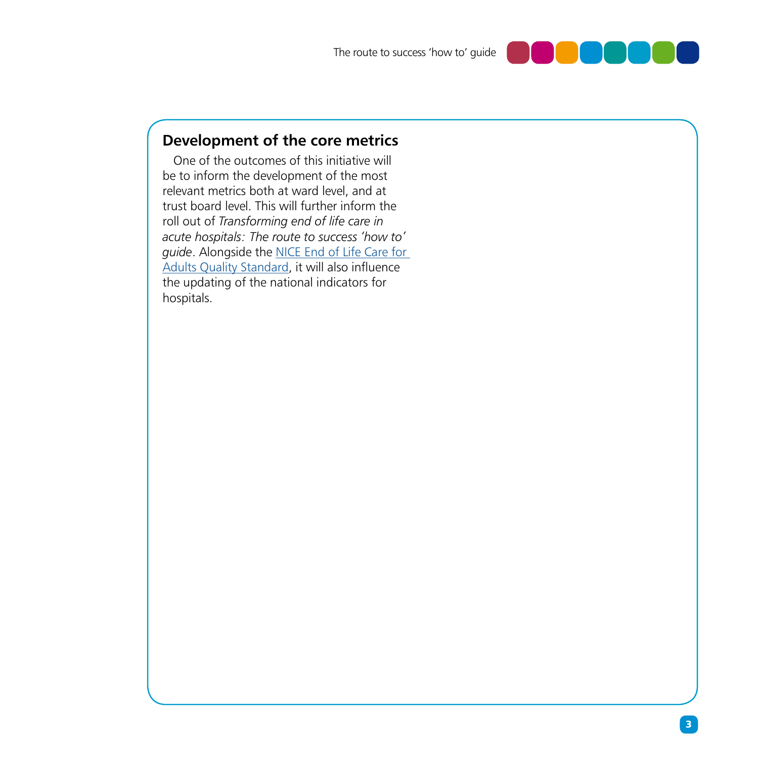## Development of the core metrics

One of the outcomes of this initiative will be to inform the development of the most relevant metrics both at ward level, and at trust board level. This will further inform the roll out of *Transforming end of life care in acute hospitals: The route to success 'how to' guide*. Alongside the NICE End of Life Care for Adults Quality Standard, it will also influence the updating of the national indicators for hospitals.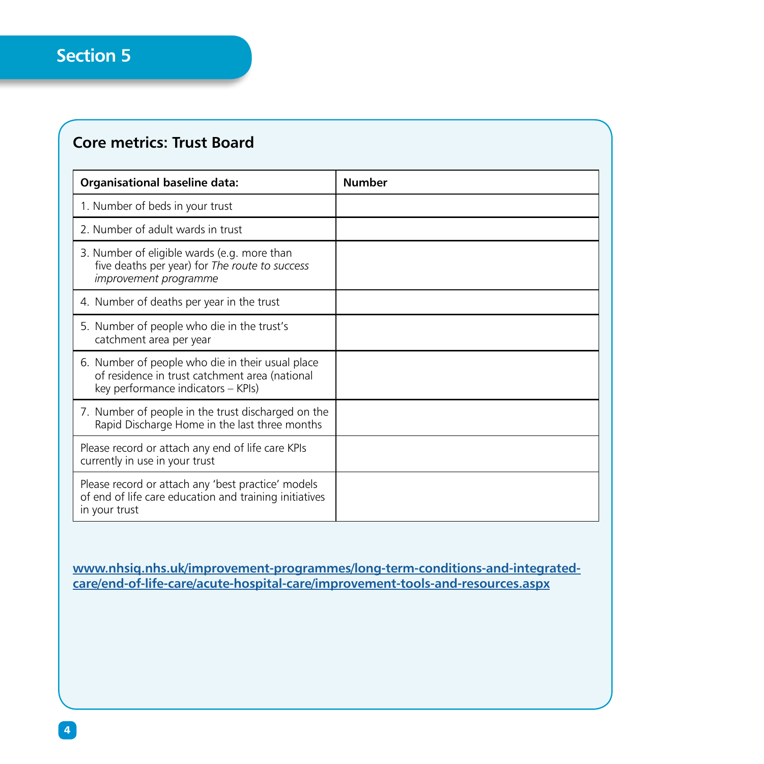## Section 5

### Core metrics: Trust Board

| Organisational baseline data: | Number |
|---|---|
| 1. Number of beds in your trust | |
| 2. Number of adult wards in trust | |
| 3. Number of eligible wards (e.g. more than five deaths per year) for *The route to success improvement programme* | |
| 4. Number of deaths per year in the trust | |
| 5. Number of people who die in the trust's catchment area per year | |
| 6. Number of people who die in their usual place of residence in trust catchment area (national key performance indicators – KPIs) | |
| 7. Number of people in the trust discharged on the Rapid Discharge Home in the last three months | |
| Please record or attach any end of life care KPIs currently in use in your trust | |
| Please record or attach any 'best practice' models of end of life care education and training initiatives in your trust | |

**www.nhsiq.nhs.uk/improvement-programmes/long-term-conditions-and-integrated-care/end-of-life-care/acute-hospital-care/improvement-tools-and-resources.aspx**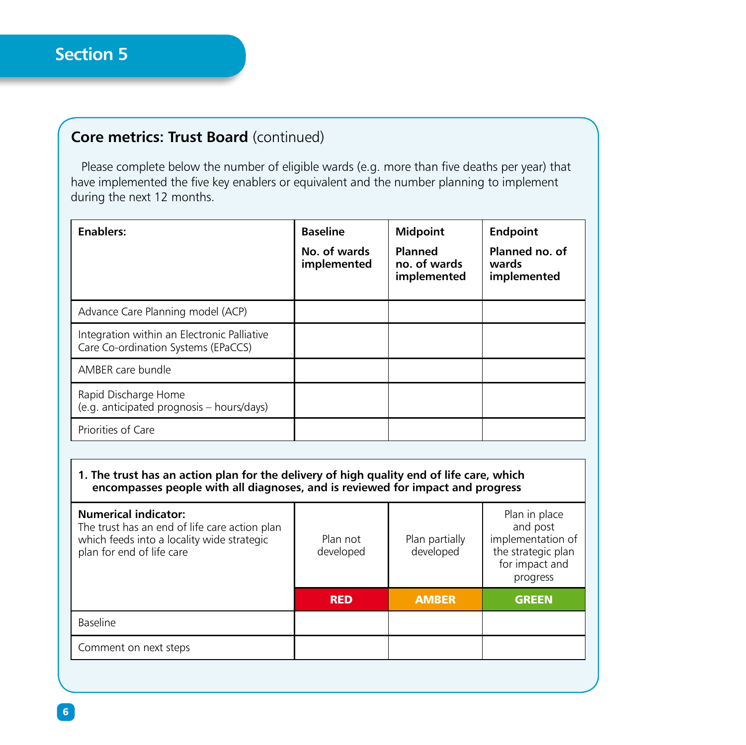## Section 5

### Core metrics: Trust Board (continued)

Please complete below the number of eligible wards (e.g. more than five deaths per year) that have implemented the five key enablers or equivalent and the number planning to implement during the next 12 months.

| **Enablers:** | **Baseline** **No. of wards implemented** | **Midpoint** **Planned no. of wards implemented** | **Endpoint** **Planned no. of wards implemented** |
|---|---|---|---|
| Advance Care Planning model (ACP) | | | |
| Integration within an Electronic Palliative Care Co-ordination Systems (EPaCCS) | | | |
| AMBER care bundle | | | |
| Rapid Discharge Home (e.g. anticipated prognosis – hours/days) | | | |
| Priorities of Care | | | |

**1. The trust has an action plan for the delivery of high quality end of life care, which encompasses people with all diagnoses, and is reviewed for impact and progress**

| **Numerical indicator:** The trust has an end of life care action plan which feeds into a locality wide strategic plan for end of life care | Plan not developed | Plan partially developed | Plan in place and post implementation of the strategic plan for impact and progress |
|---|---|---|---|
| | **RED** | **AMBER** | **GREEN** |
| Baseline | | | |
| Comment on next steps | | | |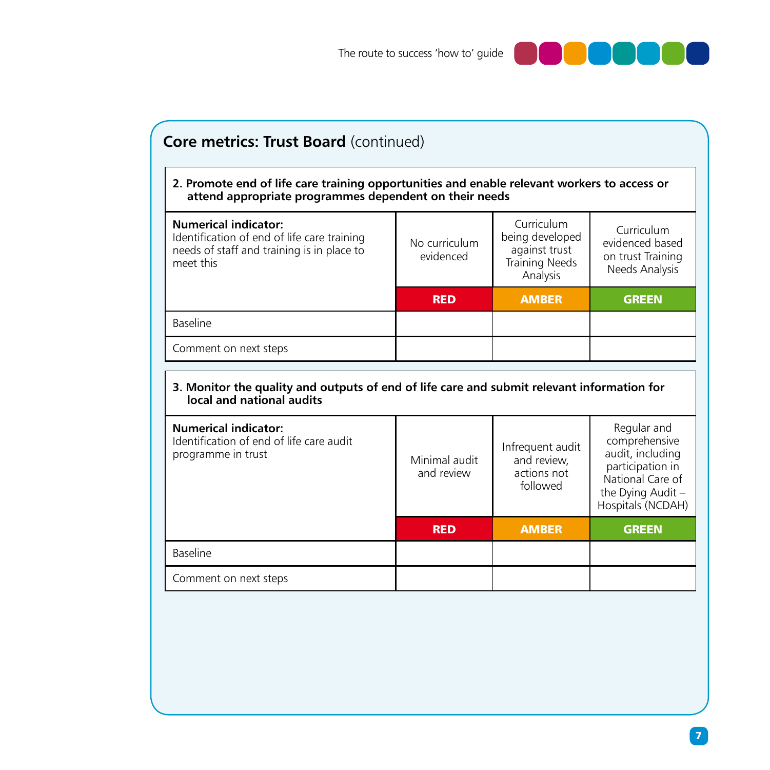## Core metrics: Trust Board (continued)

| 2. Promote end of life care training opportunities and enable relevant workers to access or attend appropriate programmes dependent on their needs | | | |
|---|---|---|---|
| **Numerical indicator:** Identification of end of life care training needs of staff and training is in place to meet this | No curriculum evidenced | Curriculum being developed against trust Training Needs Analysis | Curriculum evidenced based on trust Training Needs Analysis |
| | **RED** | **AMBER** | **GREEN** |
| Baseline | | | |
| Comment on next steps | | | |

| 3. Monitor the quality and outputs of end of life care and submit relevant information for local and national audits | | | |
|---|---|---|---|
| **Numerical indicator:** Identification of end of life care audit programme in trust | Minimal audit and review | Infrequent audit and review, actions not followed | Regular and comprehensive audit, including participation in National Care of the Dying Audit – Hospitals (NCDAH) |
| | **RED** | **AMBER** | **GREEN** |
| Baseline | | | |
| Comment on next steps | | | |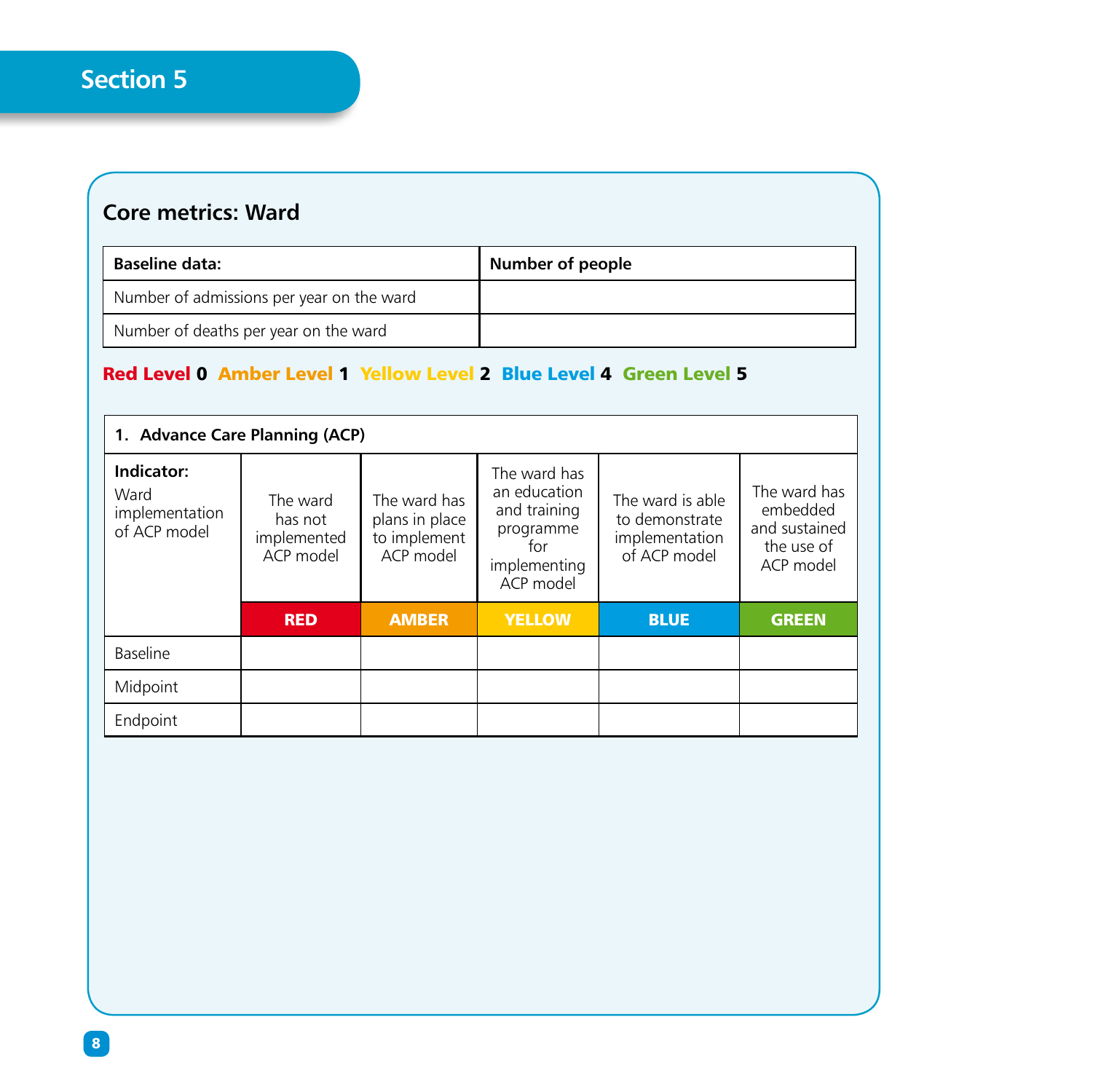## Section 5

### Core metrics: Ward

| Baseline data: | Number of people |
|---|---|
| Number of admissions per year on the ward | |
| Number of deaths per year on the ward | |

**Red Level 0  Amber Level 1  Yellow Level 2  Blue Level 4  Green Level 5**

| 1. Advance Care Planning (ACP) | | | | | |
|---|---|---|---|---|---|
| **Indicator:** Ward implementation of ACP model | The ward has not implemented ACP model | The ward has plans in place to implement ACP model | The ward has an education and training programme for implementing ACP model | The ward is able to demonstrate implementation of ACP model | The ward has embedded and sustained the use of ACP model |
| | **RED** | **AMBER** | **YELLOW** | **BLUE** | **GREEN** |
| Baseline | | | | | |
| Midpoint | | | | | |
| Endpoint | | | | | |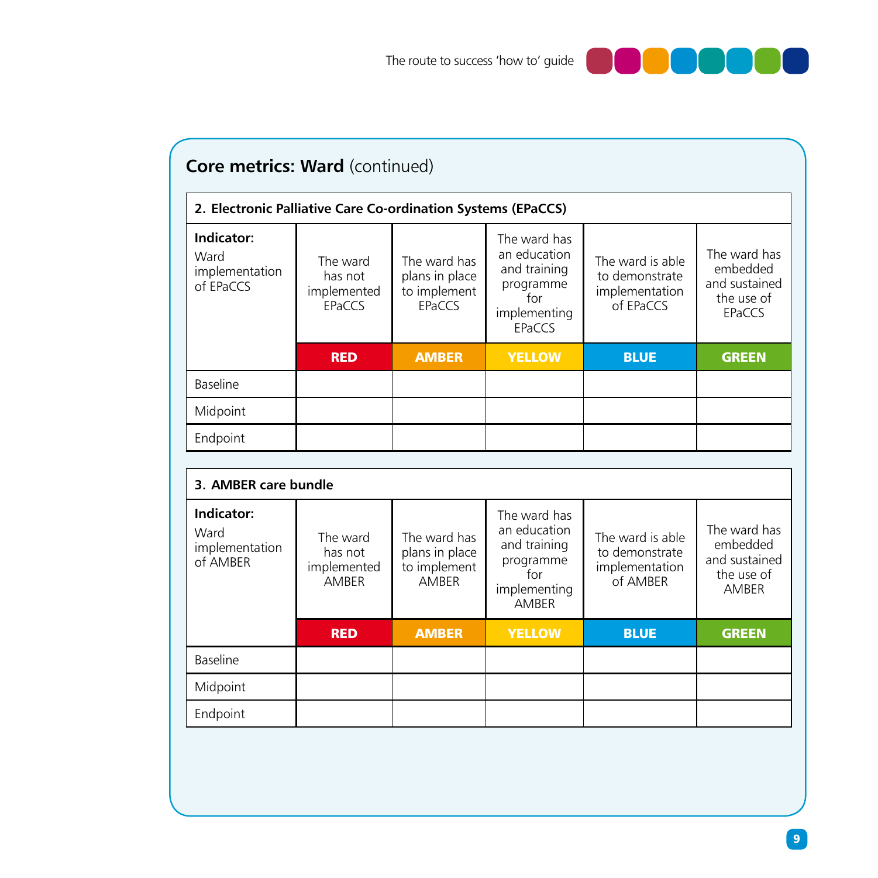## Core metrics: Ward (continued)

| 2. Electronic Palliative Care Co-ordination Systems (EPaCCS) | | | | | |
|---|---|---|---|---|---|
| **Indicator:** Ward implementation of EPaCCS | The ward has not implemented EPaCCS | The ward has plans in place to implement EPaCCS | The ward has an education and training programme for implementing EPaCCS | The ward is able to demonstrate implementation of EPaCCS | The ward has embedded and sustained the use of EPaCCS |
| | **RED** | **AMBER** | **YELLOW** | **BLUE** | **GREEN** |
| Baseline | | | | | |
| Midpoint | | | | | |
| Endpoint | | | | | |

| 3. AMBER care bundle | | | | | |
|---|---|---|---|---|---|
| **Indicator:** Ward implementation of AMBER | The ward has not implemented AMBER | The ward has plans in place to implement AMBER | The ward has an education and training programme for implementing AMBER | The ward is able to demonstrate implementation of AMBER | The ward has embedded and sustained the use of AMBER |
| | **RED** | **AMBER** | **YELLOW** | **BLUE** | **GREEN** |
| Baseline | | | | | |
| Midpoint | | | | | |
| Endpoint | | | | | |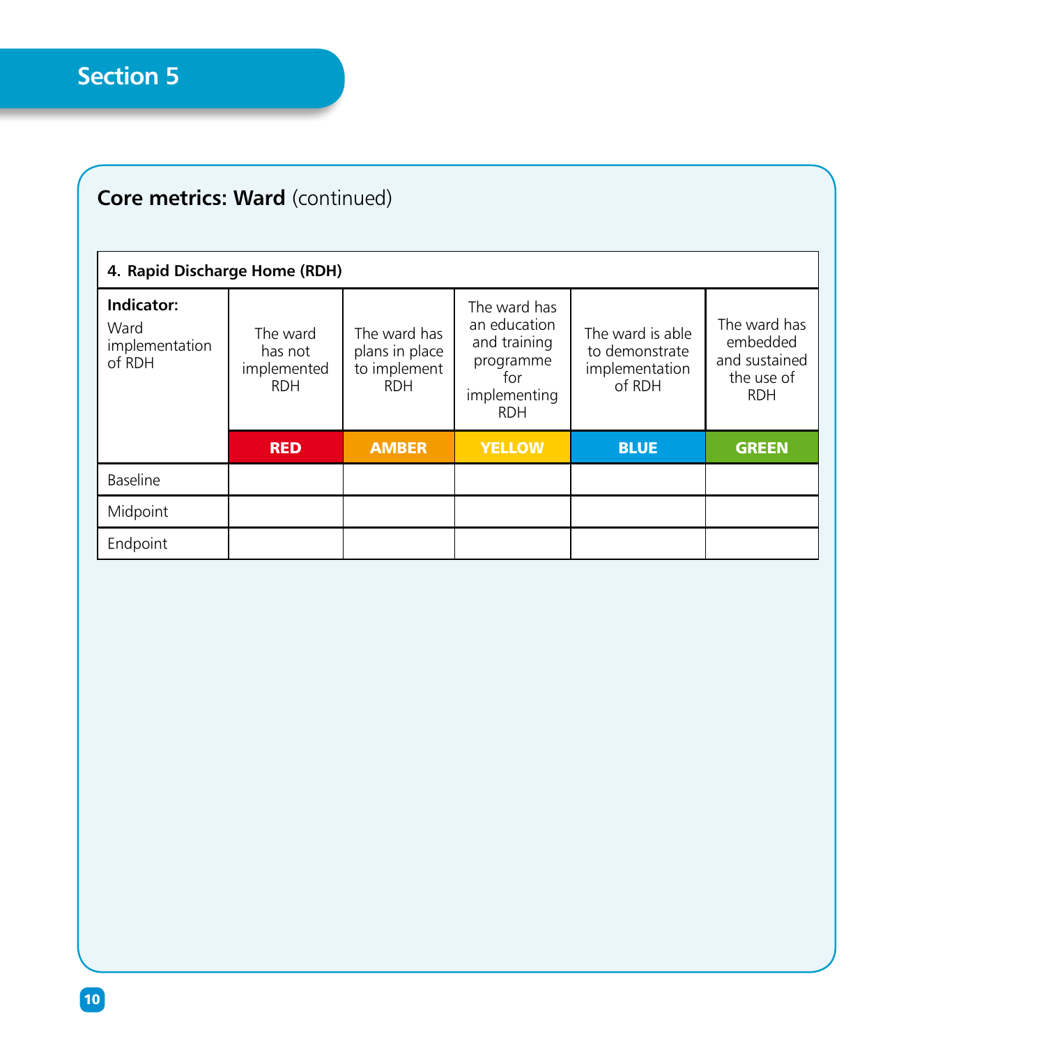## Section 5

### **Core metrics: Ward** (continued)

| **4. Rapid Discharge Home (RDH)** | | | | | |
|---|---|---|---|---|---|
| **Indicator:** Ward implementation of RDH | The ward has not implemented RDH | The ward has plans in place to implement RDH | The ward has an education and training programme for implementing RDH | The ward is able to demonstrate implementation of RDH | The ward has embedded and sustained the use of RDH |
| | **RED** | **AMBER** | **YELLOW** | **BLUE** | **GREEN** |
| Baseline | | | | | |
| Midpoint | | | | | |
| Endpoint | | | | | |